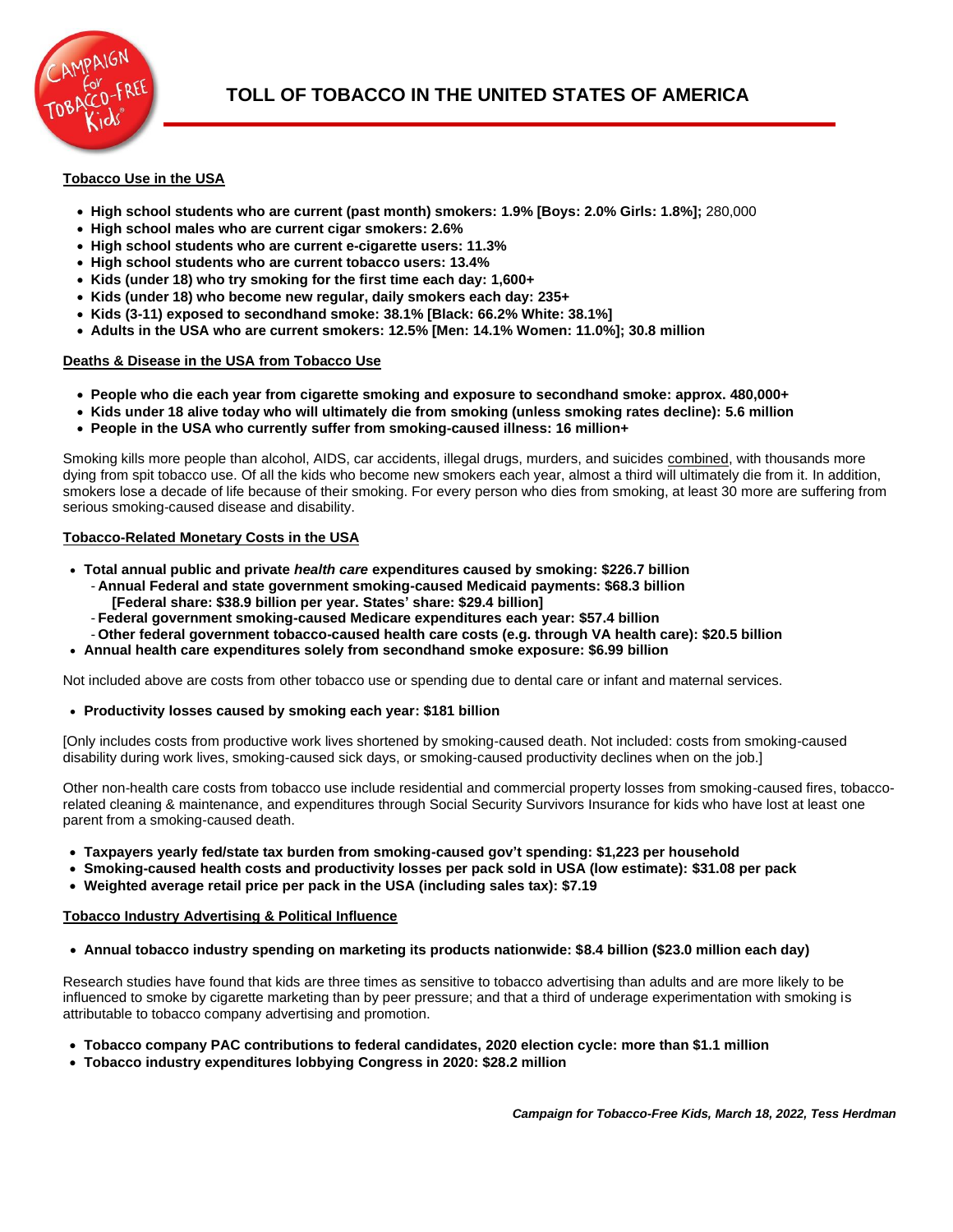# TOLL OF TOBACCO IN THE UNITED STATES OF AMERICA

## Tobacco Use in the USA

- **High school students who are current (past month) smokers: 1.9% [Boys: 2.0% Girls: 1.8%];** 280,000
- **High school males who are current cigar smokers: 2.6%**
- **High school students who are current e-cigarette users: 11.3%**
- **High school students who are current tobacco users: 13.4%**
- **Kids (under 18) who try smoking for the first time each day: 1,600+**
- **Kids (under 18) who become new regular, daily smokers each day: 235+**
- **Kids (3-11) exposed to secondhand smoke: 38.1% [Black: 66.2% White: 38.1%]**
- **Adults in the USA who are current smokers: 12.5% [Men: 14.1% Women: 11.0%]; 30.8 million**

## Deaths & Disease in the USA from Tobacco Use

- **People who die each year from cigarette smoking and exposure to secondhand smoke: approx. 480,000+**
- **Kids under 18 alive today who will ultimately die from smoking (unless smoking rates decline): 5.6 million**
- **People in the USA who currently suffer from smoking-caused illness: 16 million+**

Smoking kills more people than alcohol, AIDS, car accidents, illegal drugs, murders, and suicides combined, with thousands more dying from spit tobacco use. Of all the kids who become new smokers each year, almost a third will ultimately die from it. In addition, smokers lose a decade of life because of their smoking. For every person who dies from smoking, at least 30 more are suffering from serious smoking-caused disease and disability.

## Tobacco-Related Monetary Costs in the USA

- **Total annual public and private *health care* expenditures caused by smoking: $226.7 billion**
  - **Annual Federal and state government smoking-caused Medicaid payments: $68.3 billion [Federal share: $38.9 billion per year. States' share: $29.4 billion]**
  - **Federal government smoking-caused Medicare expenditures each year: $57.4 billion**
  - **Other federal government tobacco-caused health care costs (e.g. through VA health care): $20.5 billion**
- **Annual health care expenditures solely from secondhand smoke exposure: $6.99 billion**

Not included above are costs from other tobacco use or spending due to dental care or infant and maternal services.

- **Productivity losses caused by smoking each year: $181 billion**

[Only includes costs from productive work lives shortened by smoking-caused death. Not included: costs from smoking-caused disability during work lives, smoking-caused sick days, or smoking-caused productivity declines when on the job.]

Other non-health care costs from tobacco use include residential and commercial property losses from smoking-caused fires, tobacco-related cleaning & maintenance, and expenditures through Social Security Survivors Insurance for kids who have lost at least one parent from a smoking-caused death.

- **Taxpayers yearly fed/state tax burden from smoking-caused gov't spending: $1,223 per household**
- **Smoking-caused health costs and productivity losses per pack sold in USA (low estimate): $31.08 per pack**
- **Weighted average retail price per pack in the USA (including sales tax): $7.19**

## Tobacco Industry Advertising & Political Influence

- **Annual tobacco industry spending on marketing its products nationwide: $8.4 billion ($23.0 million each day)**

Research studies have found that kids are three times as sensitive to tobacco advertising than adults and are more likely to be influenced to smoke by cigarette marketing than by peer pressure; and that a third of underage experimentation with smoking is attributable to tobacco company advertising and promotion.

- **Tobacco company PAC contributions to federal candidates, 2020 election cycle: more than $1.1 million**
- **Tobacco industry expenditures lobbying Congress in 2020: $28.2 million**

***Campaign for Tobacco-Free Kids, March 18, 2022, Tess Herdman***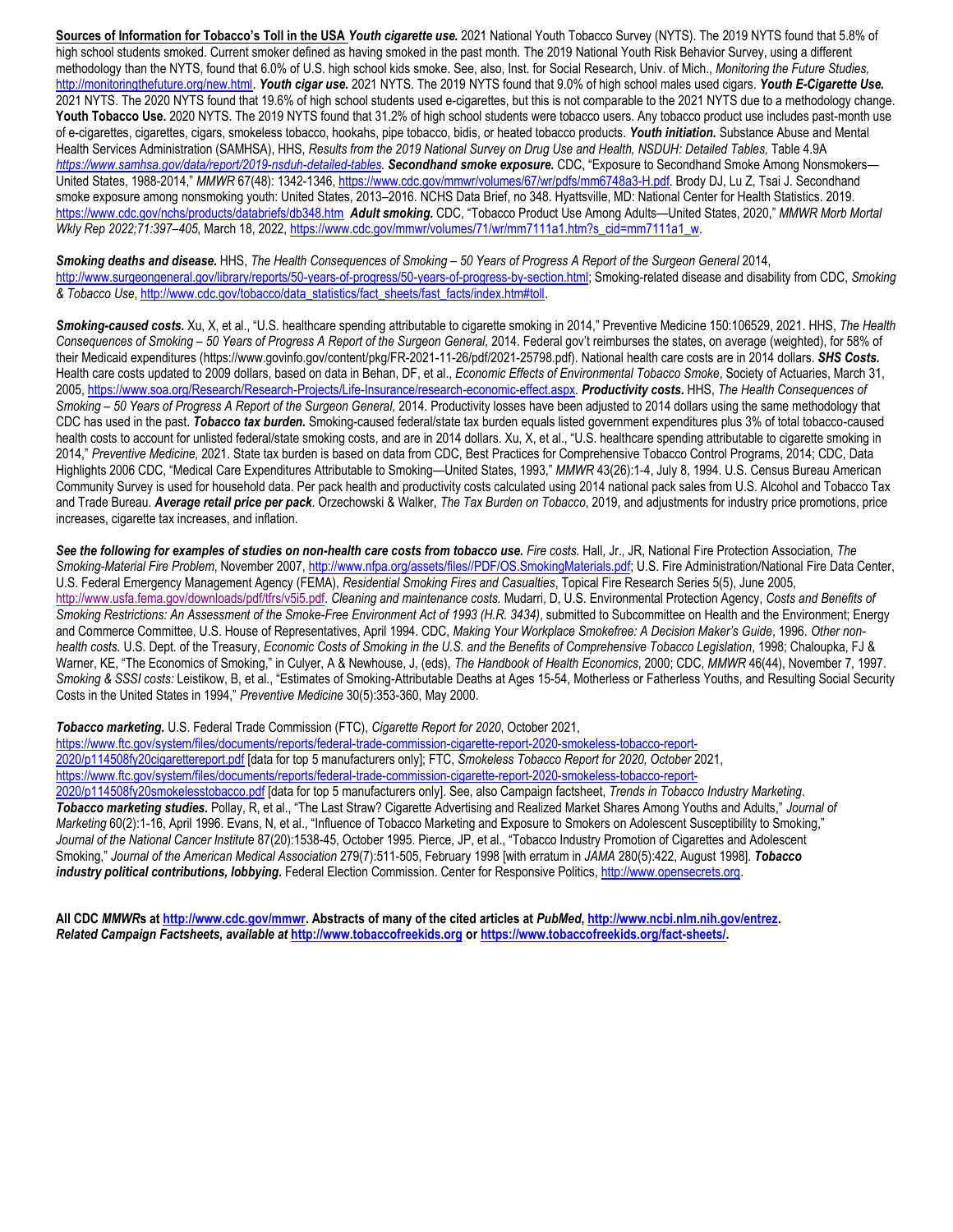**Sources of Information for Tobacco's Toll in the USA** ***Youth cigarette use.*** 2021 National Youth Tobacco Survey (NYTS). The 2019 NYTS found that 5.8% of high school students smoked. Current smoker defined as having smoked in the past month. The 2019 National Youth Risk Behavior Survey, using a different methodology than the NYTS, found that 6.0% of U.S. high school kids smoke. See, also, Inst. for Social Research, Univ. of Mich., *Monitoring the Future Studies,* http://monitoringthefuture.org/new.html. ***Youth cigar use.*** 2021 NYTS. The 2019 NYTS found that 9.0% of high school males used cigars. ***Youth E-Cigarette Use.*** 2021 NYTS. The 2020 NYTS found that 19.6% of high school students used e-cigarettes, but this is not comparable to the 2021 NYTS due to a methodology change. **Youth Tobacco Use.** 2020 NYTS. The 2019 NYTS found that 31.2% of high school students were tobacco users. Any tobacco product use includes past-month use of e-cigarettes, cigarettes, cigars, smokeless tobacco, hookahs, pipe tobacco, bidis, or heated tobacco products. ***Youth initiation.*** Substance Abuse and Mental Health Services Administration (SAMHSA), HHS, *Results from the 2019 National Survey on Drug Use and Health, NSDUH: Detailed Tables,* Table 4.9A *https://www.samhsa.gov/data/report/2019-nsduh-detailed-tables.* ***Secondhand smoke exposure.*** CDC, "Exposure to Secondhand Smoke Among Nonsmokers—United States, 1988-2014," *MMWR* 67(48): 1342-1346, https://www.cdc.gov/mmwr/volumes/67/wr/pdfs/mm6748a3-H.pdf. Brody DJ, Lu Z, Tsai J. Secondhand smoke exposure among nonsmoking youth: United States, 2013–2016. NCHS Data Brief, no 348. Hyattsville, MD: National Center for Health Statistics. 2019. https://www.cdc.gov/nchs/products/databriefs/db348.htm ***Adult smoking.*** CDC, "Tobacco Product Use Among Adults—United States, 2020," *MMWR Morb Mortal Wkly Rep 2022;71:397–405*, March 18, 2022, https://www.cdc.gov/mmwr/volumes/71/wr/mm7111a1.htm?s_cid=mm7111a1_w.

***Smoking deaths and disease.*** HHS, *The Health Consequences of Smoking – 50 Years of Progress A Report of the Surgeon General* 2014, http://www.surgeongeneral.gov/library/reports/50-years-of-progress/50-years-of-progress-by-section.html; Smoking-related disease and disability from CDC, *Smoking & Tobacco Use*, http://www.cdc.gov/tobacco/data_statistics/fact_sheets/fast_facts/index.htm#toll.

***Smoking-caused costs.*** Xu, X, et al., "U.S. healthcare spending attributable to cigarette smoking in 2014," Preventive Medicine 150:106529, 2021. HHS, *The Health Consequences of Smoking – 50 Years of Progress A Report of the Surgeon General*, 2014. Federal gov't reimburses the states, on average (weighted), for 58% of their Medicaid expenditures (https://www.govinfo.gov/content/pkg/FR-2021-11-26/pdf/2021-25798.pdf). National health care costs are in 2014 dollars. ***SHS Costs.*** Health care costs updated to 2009 dollars, based on data in Behan, DF, et al., *Economic Effects of Environmental Tobacco Smoke*, Society of Actuaries, March 31, 2005, https://www.soa.org/Research/Research-Projects/Life-Insurance/research-economic-effect.aspx. ***Productivity costs.*** HHS, *The Health Consequences of Smoking – 50 Years of Progress A Report of the Surgeon General,* 2014. Productivity losses have been adjusted to 2014 dollars using the same methodology that CDC has used in the past. ***Tobacco tax burden.*** Smoking-caused federal/state tax burden equals listed government expenditures plus 3% of total tobacco-caused health costs to account for unlisted federal/state smoking costs, and are in 2014 dollars. Xu, X, et al., "U.S. healthcare spending attributable to cigarette smoking in 2014," *Preventive Medicine,* 2021. State tax burden is based on data from CDC, Best Practices for Comprehensive Tobacco Control Programs, 2014; CDC, Data Highlights 2006 CDC, "Medical Care Expenditures Attributable to Smoking—United States, 1993," *MMWR* 43(26):1-4, July 8, 1994. U.S. Census Bureau American Community Survey is used for household data. Per pack health and productivity costs calculated using 2014 national pack sales from U.S. Alcohol and Tobacco Tax and Trade Bureau. ***Average retail price per pack***. Orzechowski & Walker, *The Tax Burden on Tobacco*, 2019, and adjustments for industry price promotions, price increases, cigarette tax increases, and inflation.

***See the following for examples of studies on non-health care costs from tobacco use.*** *Fire costs.* Hall, Jr., JR, National Fire Protection Association, *The Smoking-Material Fire Problem*, November 2007, http://www.nfpa.org/assets/files//PDF/OS.SmokingMaterials.pdf; U.S. Fire Administration/National Fire Data Center, U.S. Federal Emergency Management Agency (FEMA), *Residential Smoking Fires and Casualties*, Topical Fire Research Series 5(5), June 2005, http://www.usfa.fema.gov/downloads/pdf/tfrs/v5i5.pdf. *Cleaning and maintenance costs.* Mudarri, D, U.S. Environmental Protection Agency, *Costs and Benefits of Smoking Restrictions: An Assessment of the Smoke-Free Environment Act of 1993 (H.R. 3434)*, submitted to Subcommittee on Health and the Environment; Energy and Commerce Committee, U.S. House of Representatives, April 1994. CDC, *Making Your Workplace Smokefree: A Decision Maker's Guide*, 1996. *Other non-health costs.* U.S. Dept. of the Treasury, *Economic Costs of Smoking in the U.S. and the Benefits of Comprehensive Tobacco Legislation*, 1998; Chaloupka, FJ & Warner, KE, "The Economics of Smoking," in Culyer, A & Newhouse, J, (eds), *The Handbook of Health Economics*, 2000; CDC, *MMWR* 46(44), November 7, 1997. *Smoking & SSSI costs:* Leistikow, B, et al., "Estimates of Smoking-Attributable Deaths at Ages 15-54, Motherless or Fatherless Youths, and Resulting Social Security Costs in the United States in 1994," *Preventive Medicine* 30(5):353-360, May 2000.

***Tobacco marketing.*** U.S. Federal Trade Commission (FTC), *Cigarette Report for 2020*, October 2021, https://www.ftc.gov/system/files/documents/reports/federal-trade-commission-cigarette-report-2020-smokeless-tobacco-report-2020/p114508fy20cigarettereport.pdf [data for top 5 manufacturers only]; FTC, *Smokeless Tobacco Report for 2020, October* 2021, https://www.ftc.gov/system/files/documents/reports/federal-trade-commission-cigarette-report-2020-smokeless-tobacco-report-2020/p114508fy20smokelesstobacco.pdf [data for top 5 manufacturers only]. See, also Campaign factsheet, *Trends in Tobacco Industry Marketing*. ***Tobacco marketing studies.*** Pollay, R, et al., "The Last Straw? Cigarette Advertising and Realized Market Shares Among Youths and Adults," *Journal of Marketing* 60(2):1-16, April 1996. Evans, N, et al., "Influence of Tobacco Marketing and Exposure to Smokers on Adolescent Susceptibility to Smoking," *Journal of the National Cancer Institute* 87(20):1538-45, October 1995. Pierce, JP, et al., "Tobacco Industry Promotion of Cigarettes and Adolescent Smoking," *Journal of the American Medical Association* 279(7):511-505, February 1998 [with erratum in *JAMA* 280(5):422, August 1998]. ***Tobacco industry political contributions, lobbying.*** Federal Election Commission. Center for Responsive Politics, http://www.opensecrets.org.

**All CDC *MMWR*s at http://www.cdc.gov/mmwr. Abstracts of many of the cited articles at *PubMed*, http://www.ncbi.nlm.nih.gov/entrez.**
***Related Campaign Factsheets, available at* http://www.tobaccofreekids.org or https://www.tobaccofreekids.org/fact-sheets/.**